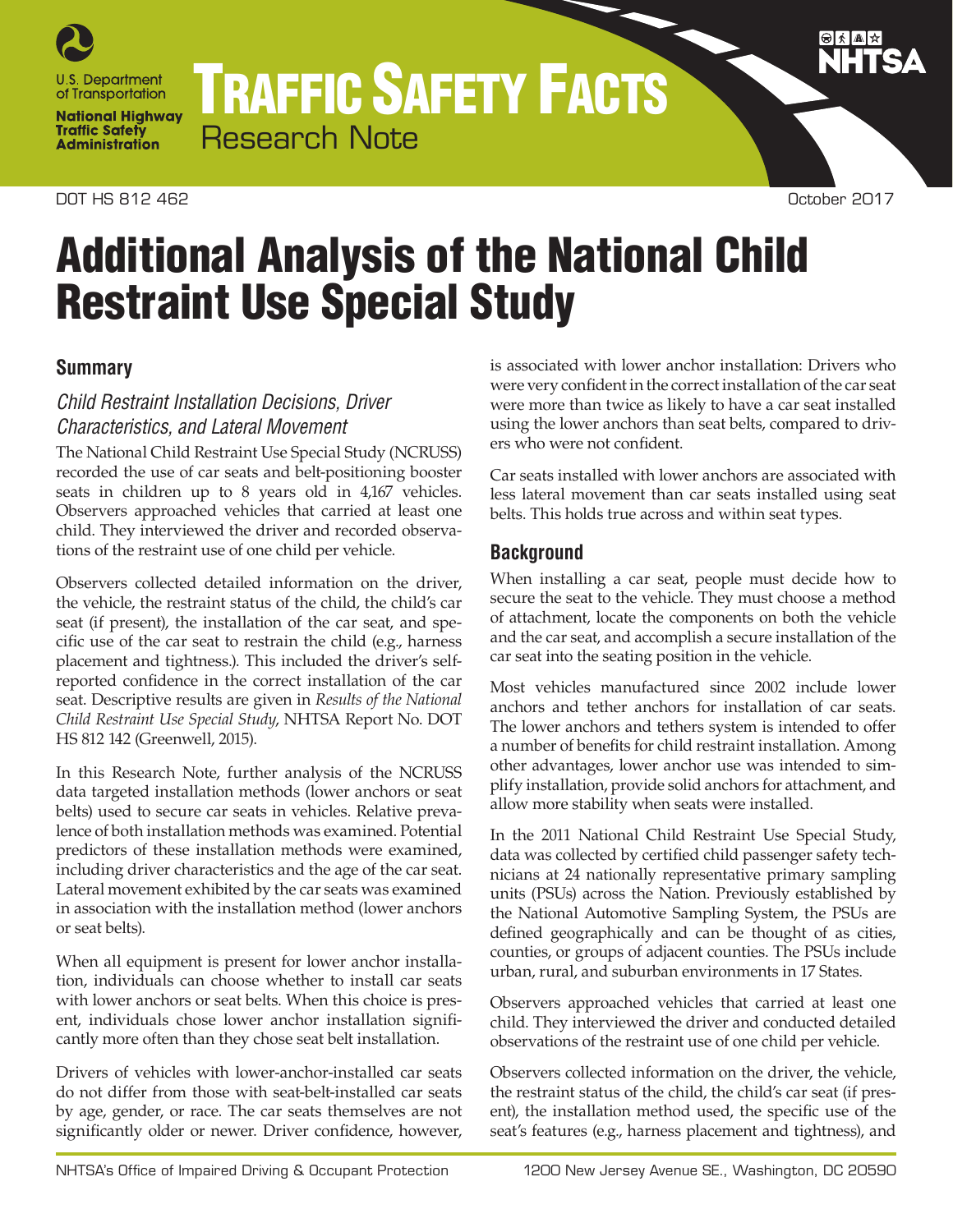U.S. Department of Transportation

National Highway Traffic Safety Administration

# TRAFFIC SAFETY FACTS

Research Note

DOT HS 812 462 October 2017

# Additional Analysis of the National Child Restraint Use Special Study

## Summary

### *Child Restraint Installation Decisions, Driver Characteristics, and Lateral Movement*

The National Child Restraint Use Special Study (NCRUSS) recorded the use of car seats and belt-positioning booster seats in children up to 8 years old in 4,167 vehicles. Observers approached vehicles that carried at least one child. They interviewed the driver and recorded observations of the restraint use of one child per vehicle.

Observers collected detailed information on the driver, the vehicle, the restraint status of the child, the child's car seat (if present), the installation of the car seat, and specific use of the car seat to restrain the child (e.g., harness placement and tightness.). This included the driver's self-reported confidence in the correct installation of the car seat. Descriptive results are given in *Results of the National Child Restraint Use Special Study*, NHTSA Report No. DOT HS 812 142 (Greenwell, 2015).

In this Research Note, further analysis of the NCRUSS data targeted installation methods (lower anchors or seat belts) used to secure car seats in vehicles. Relative prevalence of both installation methods was examined. Potential predictors of these installation methods were examined, including driver characteristics and the age of the car seat. Lateral movement exhibited by the car seats was examined in association with the installation method (lower anchors or seat belts).

When all equipment is present for lower anchor installation, individuals can choose whether to install car seats with lower anchors or seat belts. When this choice is present, individuals chose lower anchor installation significantly more often than they chose seat belt installation.

Drivers of vehicles with lower-anchor-installed car seats do not differ from those with seat-belt-installed car seats by age, gender, or race. The car seats themselves are not significantly older or newer. Driver confidence, however, is associated with lower anchor installation: Drivers who were very confident in the correct installation of the car seat were more than twice as likely to have a car seat installed using the lower anchors than seat belts, compared to drivers who were not confident.

Car seats installed with lower anchors are associated with less lateral movement than car seats installed using seat belts. This holds true across and within seat types.

## Background

When installing a car seat, people must decide how to secure the seat to the vehicle. They must choose a method of attachment, locate the components on both the vehicle and the car seat, and accomplish a secure installation of the car seat into the seating position in the vehicle.

Most vehicles manufactured since 2002 include lower anchors and tether anchors for installation of car seats. The lower anchors and tethers system is intended to offer a number of benefits for child restraint installation. Among other advantages, lower anchor use was intended to simplify installation, provide solid anchors for attachment, and allow more stability when seats were installed.

In the 2011 National Child Restraint Use Special Study, data was collected by certified child passenger safety technicians at 24 nationally representative primary sampling units (PSUs) across the Nation. Previously established by the National Automotive Sampling System, the PSUs are defined geographically and can be thought of as cities, counties, or groups of adjacent counties. The PSUs include urban, rural, and suburban environments in 17 States.

Observers approached vehicles that carried at least one child. They interviewed the driver and conducted detailed observations of the restraint use of one child per vehicle.

Observers collected information on the driver, the vehicle, the restraint status of the child, the child's car seat (if present), the installation method used, the specific use of the seat's features (e.g., harness placement and tightness), and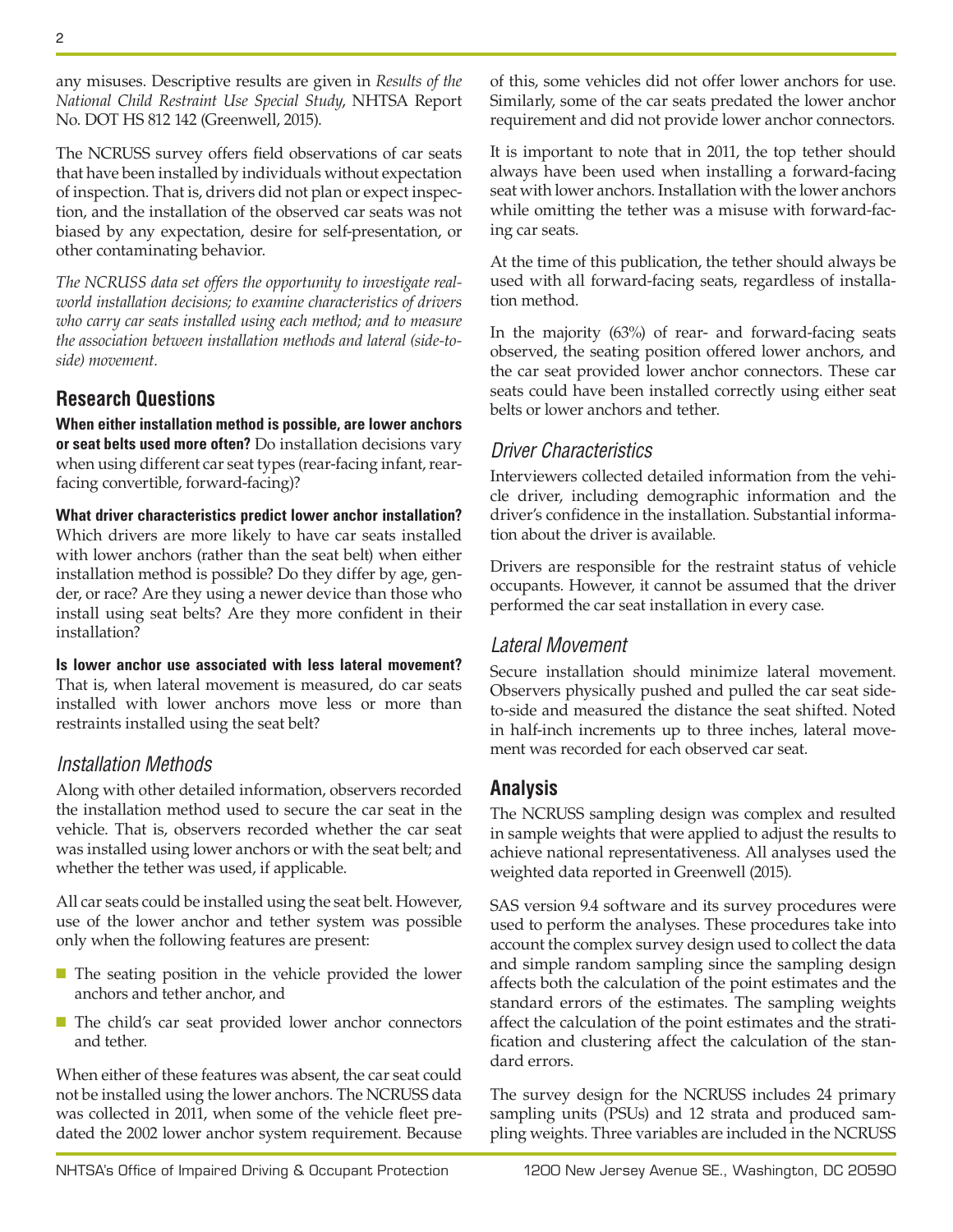any misuses. Descriptive results are given in *Results of the National Child Restraint Use Special Study*, NHTSA Report No. DOT HS 812 142 (Greenwell, 2015).

The NCRUSS survey offers field observations of car seats that have been installed by individuals without expectation of inspection. That is, drivers did not plan or expect inspection, and the installation of the observed car seats was not biased by any expectation, desire for self-presentation, or other contaminating behavior.

*The NCRUSS data set offers the opportunity to investigate real-world installation decisions; to examine characteristics of drivers who carry car seats installed using each method; and to measure the association between installation methods and lateral (side-to-side) movement.*

## Research Questions

**When either installation method is possible, are lower anchors or seat belts used more often?** Do installation decisions vary when using different car seat types (rear-facing infant, rear-facing convertible, forward-facing)?

**What driver characteristics predict lower anchor installation?** Which drivers are more likely to have car seats installed with lower anchors (rather than the seat belt) when either installation method is possible? Do they differ by age, gender, or race? Are they using a newer device than those who install using seat belts? Are they more confident in their installation?

**Is lower anchor use associated with less lateral movement?** That is, when lateral movement is measured, do car seats installed with lower anchors move less or more than restraints installed using the seat belt?

### *Installation Methods*

Along with other detailed information, observers recorded the installation method used to secure the car seat in the vehicle. That is, observers recorded whether the car seat was installed using lower anchors or with the seat belt; and whether the tether was used, if applicable.

All car seats could be installed using the seat belt. However, use of the lower anchor and tether system was possible only when the following features are present:

- The seating position in the vehicle provided the lower anchors and tether anchor, and
- The child's car seat provided lower anchor connectors and tether.

When either of these features was absent, the car seat could not be installed using the lower anchors. The NCRUSS data was collected in 2011, when some of the vehicle fleet predated the 2002 lower anchor system requirement. Because of this, some vehicles did not offer lower anchors for use. Similarly, some of the car seats predated the lower anchor requirement and did not provide lower anchor connectors.

It is important to note that in 2011, the top tether should always have been used when installing a forward-facing seat with lower anchors. Installation with the lower anchors while omitting the tether was a misuse with forward-facing car seats.

At the time of this publication, the tether should always be used with all forward-facing seats, regardless of installation method.

In the majority (63%) of rear- and forward-facing seats observed, the seating position offered lower anchors, and the car seat provided lower anchor connectors. These car seats could have been installed correctly using either seat belts or lower anchors and tether.

### *Driver Characteristics*

Interviewers collected detailed information from the vehicle driver, including demographic information and the driver's confidence in the installation. Substantial information about the driver is available.

Drivers are responsible for the restraint status of vehicle occupants. However, it cannot be assumed that the driver performed the car seat installation in every case.

### *Lateral Movement*

Secure installation should minimize lateral movement. Observers physically pushed and pulled the car seat side-to-side and measured the distance the seat shifted. Noted in half-inch increments up to three inches, lateral movement was recorded for each observed car seat.

## Analysis

The NCRUSS sampling design was complex and resulted in sample weights that were applied to adjust the results to achieve national representativeness. All analyses used the weighted data reported in Greenwell (2015).

SAS version 9.4 software and its survey procedures were used to perform the analyses. These procedures take into account the complex survey design used to collect the data and simple random sampling since the sampling design affects both the calculation of the point estimates and the standard errors of the estimates. The sampling weights affect the calculation of the point estimates and the stratification and clustering affect the calculation of the standard errors.

The survey design for the NCRUSS includes 24 primary sampling units (PSUs) and 12 strata and produced sampling weights. Three variables are included in the NCRUSS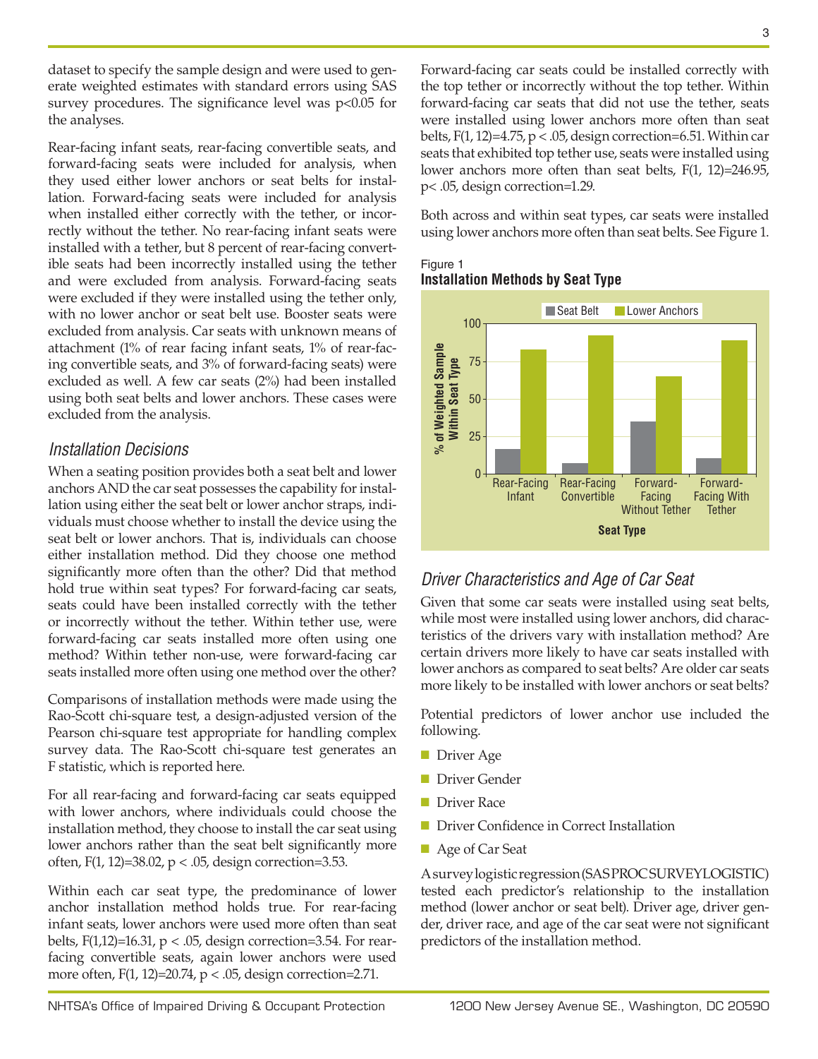dataset to specify the sample design and were used to generate weighted estimates with standard errors using SAS survey procedures. The significance level was $p<0.05$ for the analyses.

Rear-facing infant seats, rear-facing convertible seats, and forward-facing seats were included for analysis, when they used either lower anchors or seat belts for installation. Forward-facing seats were included for analysis when installed either correctly with the tether, or incorrectly without the tether. No rear-facing infant seats were installed with a tether, but 8 percent of rear-facing convertible seats had been incorrectly installed using the tether and were excluded from analysis. Forward-facing seats were excluded if they were installed using the tether only, with no lower anchor or seat belt use. Booster seats were excluded from analysis. Car seats with unknown means of attachment (1% of rear facing infant seats, 1% of rear-facing convertible seats, and 3% of forward-facing seats) were excluded as well. A few car seats (2%) had been installed using both seat belts and lower anchors. These cases were excluded from the analysis.

## *Installation Decisions*

When a seating position provides both a seat belt and lower anchors AND the car seat possesses the capability for installation using either the seat belt or lower anchor straps, individuals must choose whether to install the device using the seat belt or lower anchors. That is, individuals can choose either installation method. Did they choose one method significantly more often than the other? Did that method hold true within seat types? For forward-facing car seats, seats could have been installed correctly with the tether or incorrectly without the tether. Within tether use, were forward-facing car seats installed more often using one method? Within tether non-use, were forward-facing car seats installed more often using one method over the other?

Comparisons of installation methods were made using the Rao-Scott chi-square test, a design-adjusted version of the Pearson chi-square test appropriate for handling complex survey data. The Rao-Scott chi-square test generates an F statistic, which is reported here.

For all rear-facing and forward-facing car seats equipped with lower anchors, where individuals could choose the installation method, they choose to install the car seat using lower anchors rather than the seat belt significantly more often, $F(1, 12)=38.02$, $p < .05$, design correction=3.53.

Within each car seat type, the predominance of lower anchor installation method holds true. For rear-facing infant seats, lower anchors were used more often than seat belts, $F(1,12)=16.31$, $p < .05$, design correction=3.54. For rear-facing convertible seats, again lower anchors were used more often, $F(1, 12)=20.74$, $p < .05$, design correction=2.71.

Forward-facing car seats could be installed correctly with the top tether or incorrectly without the top tether. Within forward-facing car seats that did not use the tether, seats were installed using lower anchors more often than seat belts, $F(1, 12)=4.75$, $p < .05$, design correction=6.51. Within car seats that exhibited top tether use, seats were installed using lower anchors more often than seat belts, $F(1, 12)=246.95$, $p< .05$, design correction=1.29.

Both across and within seat types, car seats were installed using lower anchors more often than seat belts. See Figure 1.

Figure 1
**Installation Methods by Seat Type**

| Seat Type | Seat Belt (%) | Lower Anchors (%) |
|---|---|---|
| Rear-Facing Infant | ~17 | ~83 |
| Rear-Facing Convertible | ~7 | ~93 |
| Forward-Facing Without Tether | ~35 | ~65 |
| Forward-Facing With Tether | ~11 | ~89 |

## *Driver Characteristics and Age of Car Seat*

Given that some car seats were installed using seat belts, while most were installed using lower anchors, did characteristics of the drivers vary with installation method? Are certain drivers more likely to have car seats installed with lower anchors as compared to seat belts? Are older car seats more likely to be installed with lower anchors or seat belts?

Potential predictors of lower anchor use included the following.

- Driver Age
- Driver Gender
- Driver Race
- Driver Confidence in Correct Installation
- Age of Car Seat

A survey logistic regression (SAS PROC SURVEYLOGISTIC) tested each predictor's relationship to the installation method (lower anchor or seat belt). Driver age, driver gender, driver race, and age of the car seat were not significant predictors of the installation method.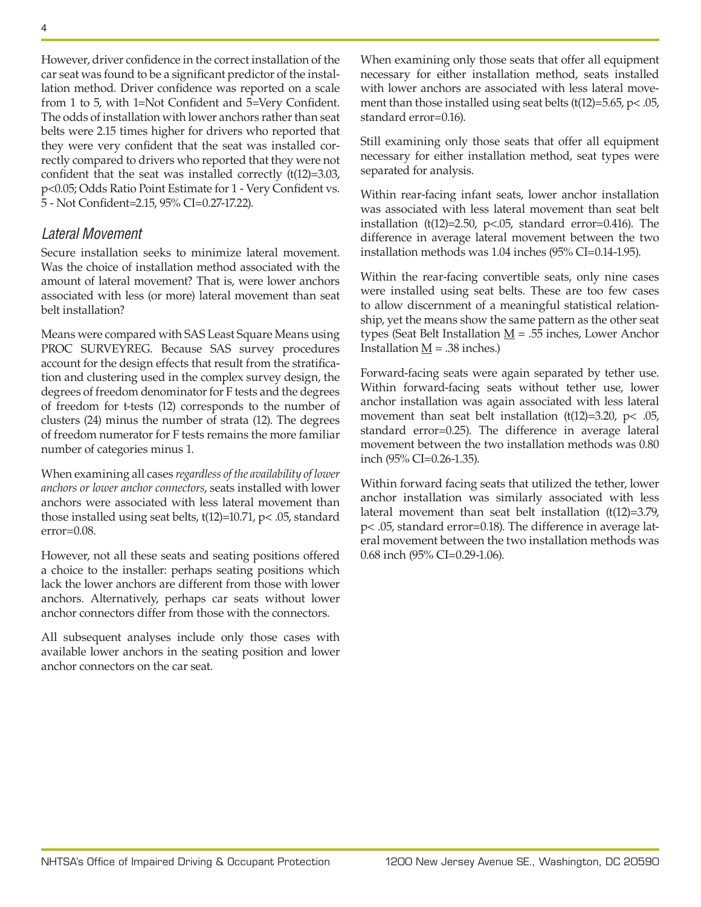However, driver confidence in the correct installation of the car seat was found to be a significant predictor of the installation method. Driver confidence was reported on a scale from 1 to 5, with 1=Not Confident and 5=Very Confident. The odds of installation with lower anchors rather than seat belts were 2.15 times higher for drivers who reported that they were very confident that the seat was installed correctly compared to drivers who reported that they were not confident that the seat was installed correctly ($t(12)=3.03$, $p<0.05$; Odds Ratio Point Estimate for 1 - Very Confident vs. 5 - Not Confident=2.15, 95% CI=0.27-17.22).

### *Lateral Movement*

Secure installation seeks to minimize lateral movement. Was the choice of installation method associated with the amount of lateral movement? That is, were lower anchors associated with less (or more) lateral movement than seat belt installation?

Means were compared with SAS Least Square Means using PROC SURVEYREG. Because SAS survey procedures account for the design effects that result from the stratification and clustering used in the complex survey design, the degrees of freedom denominator for F tests and the degrees of freedom for t-tests (12) corresponds to the number of clusters (24) minus the number of strata (12). The degrees of freedom numerator for F tests remains the more familiar number of categories minus 1.

When examining all cases *regardless of the availability of lower anchors or lower anchor connectors*, seats installed with lower anchors were associated with less lateral movement than those installed using seat belts, $t(12)=10.71$, $p< .05$, standard error=0.08.

However, not all these seats and seating positions offered a choice to the installer: perhaps seating positions which lack the lower anchors are different from those with lower anchors. Alternatively, perhaps car seats without lower anchor connectors differ from those with the connectors.

All subsequent analyses include only those cases with available lower anchors in the seating position and lower anchor connectors on the car seat.

When examining only those seats that offer all equipment necessary for either installation method, seats installed with lower anchors are associated with less lateral movement than those installed using seat belts ($t(12)=5.65$, $p< .05$, standard error=0.16).

Still examining only those seats that offer all equipment necessary for either installation method, seat types were separated for analysis.

Within rear-facing infant seats, lower anchor installation was associated with less lateral movement than seat belt installation ($t(12)=2.50$, $p<.05$, standard error=0.416). The difference in average lateral movement between the two installation methods was 1.04 inches (95% CI=0.14-1.95).

Within the rear-facing convertible seats, only nine cases were installed using seat belts. These are too few cases to allow discernment of a meaningful statistical relationship, yet the means show the same pattern as the other seat types (Seat Belt Installation $\underline{M}$ = .55 inches, Lower Anchor Installation $\underline{M}$ = .38 inches.)

Forward-facing seats were again separated by tether use. Within forward-facing seats without tether use, lower anchor installation was again associated with less lateral movement than seat belt installation ($t(12)=3.20$, $p< .05$, standard error=0.25). The difference in average lateral movement between the two installation methods was 0.80 inch (95% CI=0.26-1.35).

Within forward facing seats that utilized the tether, lower anchor installation was similarly associated with less lateral movement than seat belt installation ($t(12)=3.79$, $p< .05$, standard error=0.18). The difference in average lateral movement between the two installation methods was 0.68 inch (95% CI=0.29-1.06).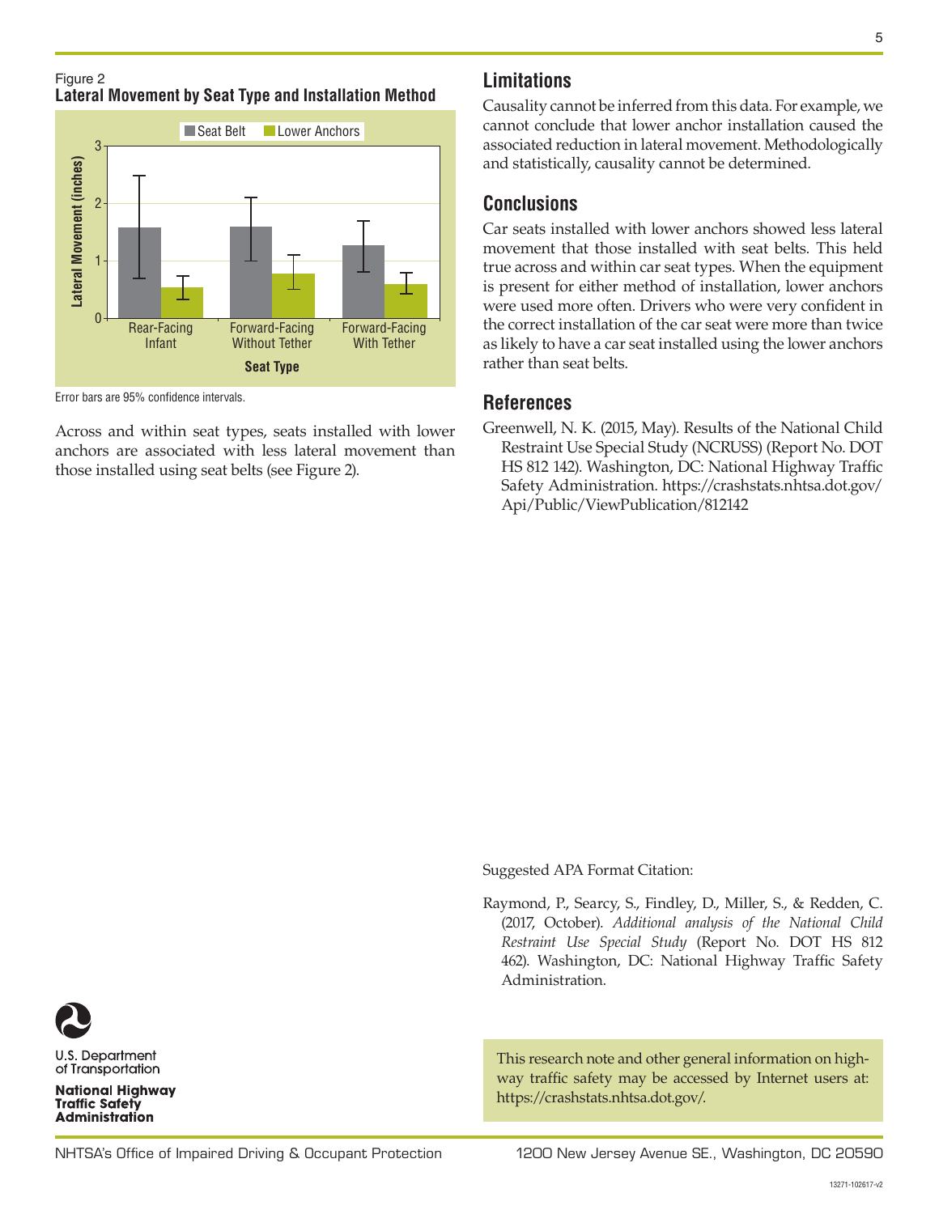Figure 2
**Lateral Movement by Seat Type and Installation Method**

Seat Belt
Lower Anchors

Lateral Movement (inches)

3
2
1
0

Rear-Facing Infant
Forward-Facing Without Tether
Forward-Facing With Tether

Seat Type

Error bars are 95% confidence intervals.

Across and within seat types, seats installed with lower anchors are associated with less lateral movement than those installed using seat belts (see Figure 2).

## Limitations

Causality cannot be inferred from this data. For example, we cannot conclude that lower anchor installation caused the associated reduction in lateral movement. Methodologically and statistically, causality cannot be determined.

## Conclusions

Car seats installed with lower anchors showed less lateral movement that those installed with seat belts. This held true across and within car seat types. When the equipment is present for either method of installation, lower anchors were used more often. Drivers who were very confident in the correct installation of the car seat were more than twice as likely to have a car seat installed using the lower anchors rather than seat belts.

## References

Greenwell, N. K. (2015, May). Results of the National Child Restraint Use Special Study (NCRUSS) (Report No. DOT HS 812 142). Washington, DC: National Highway Traffic Safety Administration. https://crashstats.nhtsa.dot.gov/Api/Public/ViewPublication/812142

Suggested APA Format Citation:

Raymond, P., Searcy, S., Findley, D., Miller, S., & Redden, C. (2017, October). *Additional analysis of the National Child Restraint Use Special Study* (Report No. DOT HS 812 462). Washington, DC: National Highway Traffic Safety Administration.

This research note and other general information on highway traffic safety may be accessed by Internet users at: https://crashstats.nhtsa.dot.gov/.

U.S. Department of Transportation

**National Highway Traffic Safety Administration**

NHTSA's Office of Impaired Driving & Occupant Protection

1200 New Jersey Avenue SE., Washington, DC 20590

13271-102617-v2